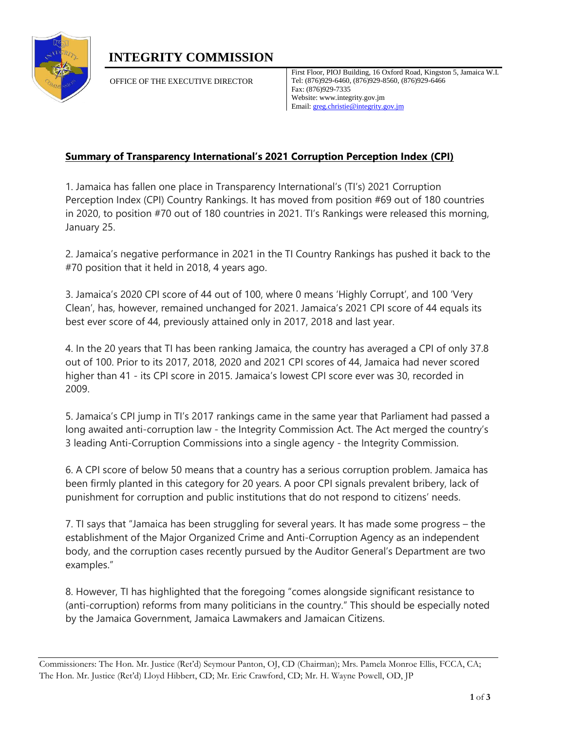# INTEGRITY COMMISSION

OFFICE OF THE EXECUTIVE DIRECTOR

First Floor, PIOJ Building, 16 Oxford Road, Kingston 5, Jamaica W.I.
Tel: (876)929-6460, (876)929-8560, (876)929-6466
Fax: (876)929-7335
Website: www.integrity.gov.jm
Email: greg.christie@integrity.gov.jm

## Summary of Transparency International's 2021 Corruption Perception Index (CPI)

1. Jamaica has fallen one place in Transparency International's (TI's) 2021 Corruption Perception Index (CPI) Country Rankings. It has moved from position #69 out of 180 countries in 2020, to position #70 out of 180 countries in 2021. TI's Rankings were released this morning, January 25.

2. Jamaica's negative performance in 2021 in the TI Country Rankings has pushed it back to the #70 position that it held in 2018, 4 years ago.

3. Jamaica's 2020 CPI score of 44 out of 100, where 0 means 'Highly Corrupt', and 100 'Very Clean', has, however, remained unchanged for 2021. Jamaica's 2021 CPI score of 44 equals its best ever score of 44, previously attained only in 2017, 2018 and last year.

4. In the 20 years that TI has been ranking Jamaica, the country has averaged a CPI of only 37.8 out of 100. Prior to its 2017, 2018, 2020 and 2021 CPI scores of 44, Jamaica had never scored higher than 41 - its CPI score in 2015. Jamaica's lowest CPI score ever was 30, recorded in 2009.

5. Jamaica's CPI jump in TI's 2017 rankings came in the same year that Parliament had passed a long awaited anti-corruption law - the Integrity Commission Act. The Act merged the country's 3 leading Anti-Corruption Commissions into a single agency - the Integrity Commission.

6. A CPI score of below 50 means that a country has a serious corruption problem. Jamaica has been firmly planted in this category for 20 years. A poor CPI signals prevalent bribery, lack of punishment for corruption and public institutions that do not respond to citizens' needs.

7. TI says that "Jamaica has been struggling for several years. It has made some progress – the establishment of the Major Organized Crime and Anti-Corruption Agency as an independent body, and the corruption cases recently pursued by the Auditor General's Department are two examples."

8. However, TI has highlighted that the foregoing "comes alongside significant resistance to (anti-corruption) reforms from many politicians in the country." This should be especially noted by the Jamaica Government, Jamaica Lawmakers and Jamaican Citizens.

Commissioners: The Hon. Mr. Justice (Ret'd) Seymour Panton, OJ, CD (Chairman); Mrs. Pamela Monroe Ellis, FCCA, CA; The Hon. Mr. Justice (Ret'd) Lloyd Hibbert, CD; Mr. Eric Crawford, CD; Mr. H. Wayne Powell, OD, JP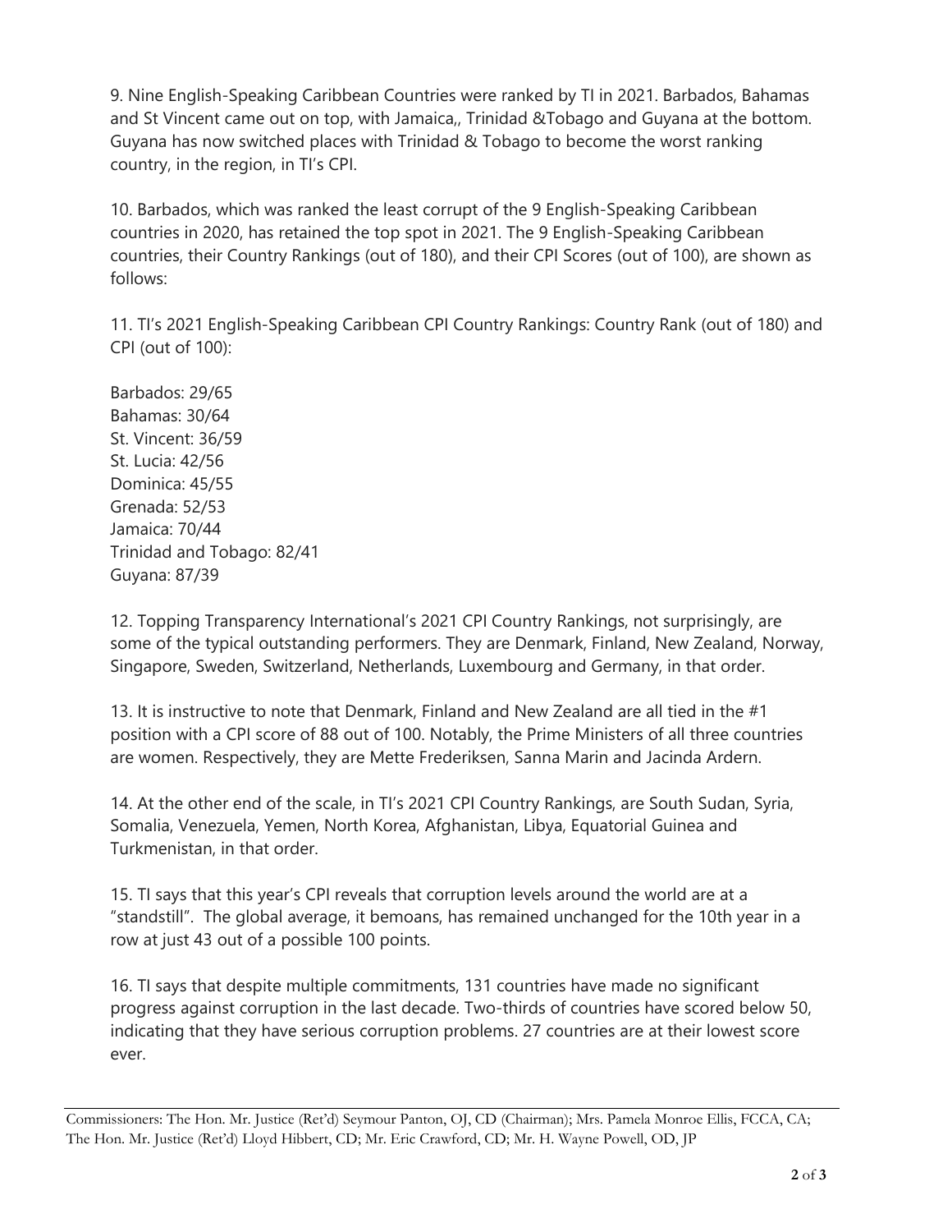9. Nine English-Speaking Caribbean Countries were ranked by TI in 2021. Barbados, Bahamas and St Vincent came out on top, with Jamaica,, Trinidad &Tobago and Guyana at the bottom. Guyana has now switched places with Trinidad & Tobago to become the worst ranking country, in the region, in TI's CPI.

10. Barbados, which was ranked the least corrupt of the 9 English-Speaking Caribbean countries in 2020, has retained the top spot in 2021. The 9 English-Speaking Caribbean countries, their Country Rankings (out of 180), and their CPI Scores (out of 100), are shown as follows:

11. TI's 2021 English-Speaking Caribbean CPI Country Rankings: Country Rank (out of 180) and CPI (out of 100):

Barbados: 29/65
Bahamas: 30/64
St. Vincent: 36/59
St. Lucia: 42/56
Dominica: 45/55
Grenada: 52/53
Jamaica: 70/44
Trinidad and Tobago: 82/41
Guyana: 87/39

12. Topping Transparency International's 2021 CPI Country Rankings, not surprisingly, are some of the typical outstanding performers. They are Denmark, Finland, New Zealand, Norway, Singapore, Sweden, Switzerland, Netherlands, Luxembourg and Germany, in that order.

13. It is instructive to note that Denmark, Finland and New Zealand are all tied in the #1 position with a CPI score of 88 out of 100. Notably, the Prime Ministers of all three countries are women. Respectively, they are Mette Frederiksen, Sanna Marin and Jacinda Ardern.

14. At the other end of the scale, in TI's 2021 CPI Country Rankings, are South Sudan, Syria, Somalia, Venezuela, Yemen, North Korea, Afghanistan, Libya, Equatorial Guinea and Turkmenistan, in that order.

15. TI says that this year's CPI reveals that corruption levels around the world are at a "standstill". The global average, it bemoans, has remained unchanged for the 10th year in a row at just 43 out of a possible 100 points.

16. TI says that despite multiple commitments, 131 countries have made no significant progress against corruption in the last decade. Two-thirds of countries have scored below 50, indicating that they have serious corruption problems. 27 countries are at their lowest score ever.

Commissioners: The Hon. Mr. Justice (Ret'd) Seymour Panton, OJ, CD (Chairman); Mrs. Pamela Monroe Ellis, FCCA, CA; The Hon. Mr. Justice (Ret'd) Lloyd Hibbert, CD; Mr. Eric Crawford, CD; Mr. H. Wayne Powell, OD, JP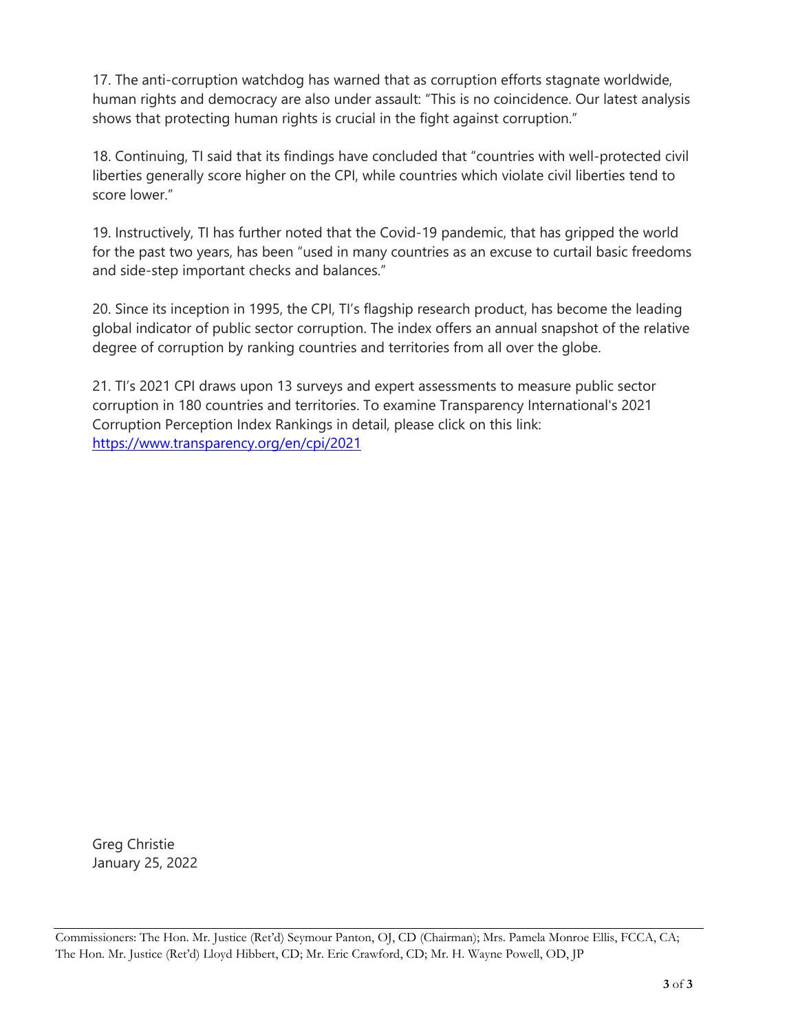17. The anti-corruption watchdog has warned that as corruption efforts stagnate worldwide, human rights and democracy are also under assault: "This is no coincidence. Our latest analysis shows that protecting human rights is crucial in the fight against corruption."

18. Continuing, TI said that its findings have concluded that "countries with well-protected civil liberties generally score higher on the CPI, while countries which violate civil liberties tend to score lower."

19. Instructively, TI has further noted that the Covid-19 pandemic, that has gripped the world for the past two years, has been "used in many countries as an excuse to curtail basic freedoms and side-step important checks and balances."

20. Since its inception in 1995, the CPI, TI's flagship research product, has become the leading global indicator of public sector corruption. The index offers an annual snapshot of the relative degree of corruption by ranking countries and territories from all over the globe.

21. TI's 2021 CPI draws upon 13 surveys and expert assessments to measure public sector corruption in 180 countries and territories. To examine Transparency International's 2021 Corruption Perception Index Rankings in detail, please click on this link: https://www.transparency.org/en/cpi/2021

Greg Christie
January 25, 2022

Commissioners: The Hon. Mr. Justice (Ret'd) Seymour Panton, OJ, CD (Chairman); Mrs. Pamela Monroe Ellis, FCCA, CA; The Hon. Mr. Justice (Ret'd) Lloyd Hibbert, CD; Mr. Eric Crawford, CD; Mr. H. Wayne Powell, OD, JP